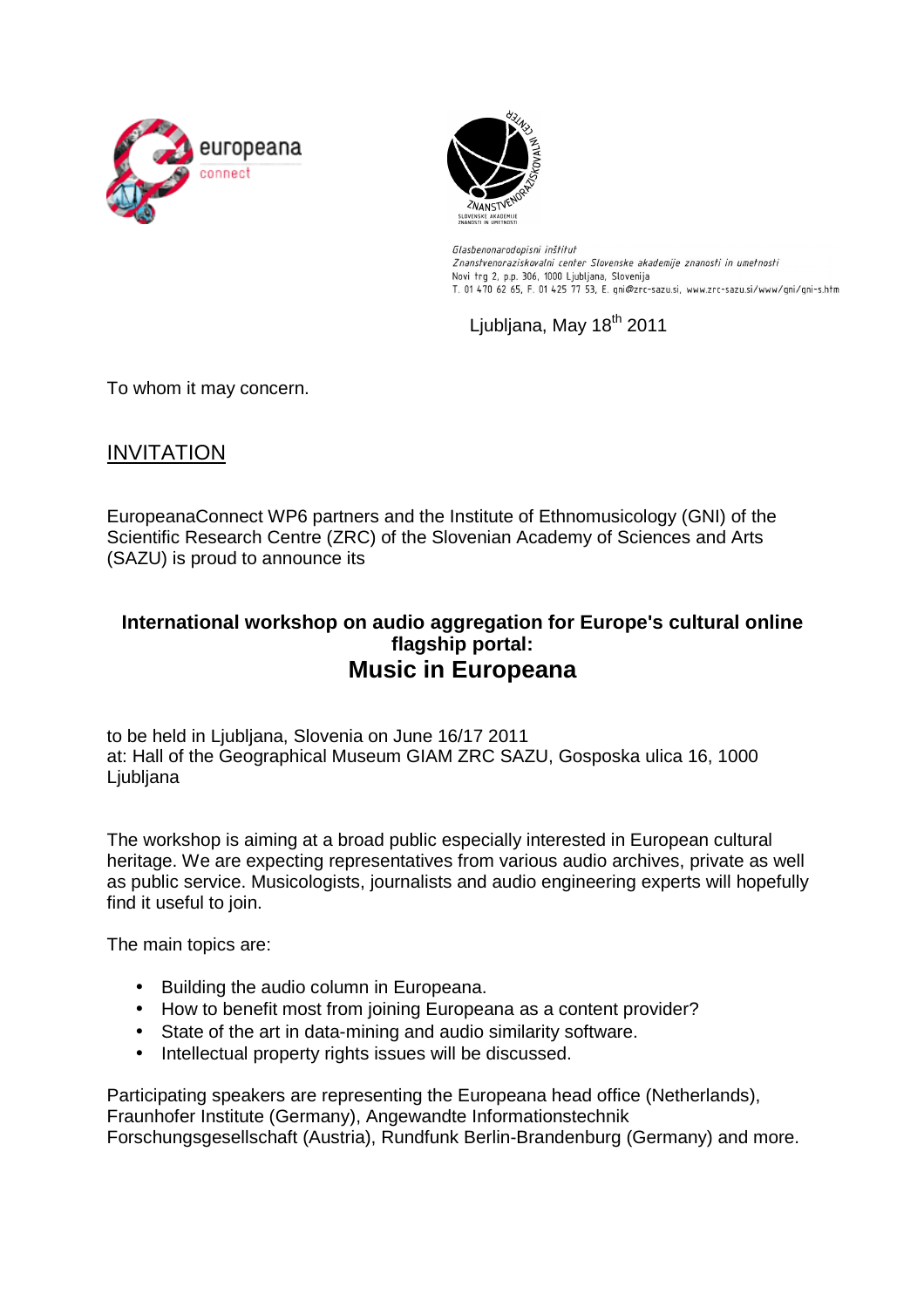Glasbenonarodopisni inštitut
Znanstvenoraziskovalni center Slovenske akademije znanosti in umetnosti
Novi trg 2, p.p. 306, 1000 Ljubljana, Slovenija
T. 01 470 62 65, F. 01 425 77 53, E. gni@zrc-sazu.si, www.zrc-sazu.si/www/gni/gni-s.htm

Ljubljana, May 18th 2011

To whom it may concern.

## INVITATION

EuropeanaConnect WP6 partners and the Institute of Ethnomusicology (GNI) of the Scientific Research Centre (ZRC) of the Slovenian Academy of Sciences and Arts (SAZU) is proud to announce its

**International workshop on audio aggregation for Europe's cultural online flagship portal:**

# Music in Europeana

to be held in Ljubljana, Slovenia on June 16/17 2011
at: Hall of the Geographical Museum GIAM ZRC SAZU, Gosposka ulica 16, 1000 Ljubljana

The workshop is aiming at a broad public especially interested in European cultural heritage. We are expecting representatives from various audio archives, private as well as public service. Musicologists, journalists and audio engineering experts will hopefully find it useful to join.

The main topics are:

- Building the audio column in Europeana.
- How to benefit most from joining Europeana as a content provider?
- State of the art in data-mining and audio similarity software.
- Intellectual property rights issues will be discussed.

Participating speakers are representing the Europeana head office (Netherlands), Fraunhofer Institute (Germany), Angewandte Informationstechnik Forschungsgesellschaft (Austria), Rundfunk Berlin-Brandenburg (Germany) and more.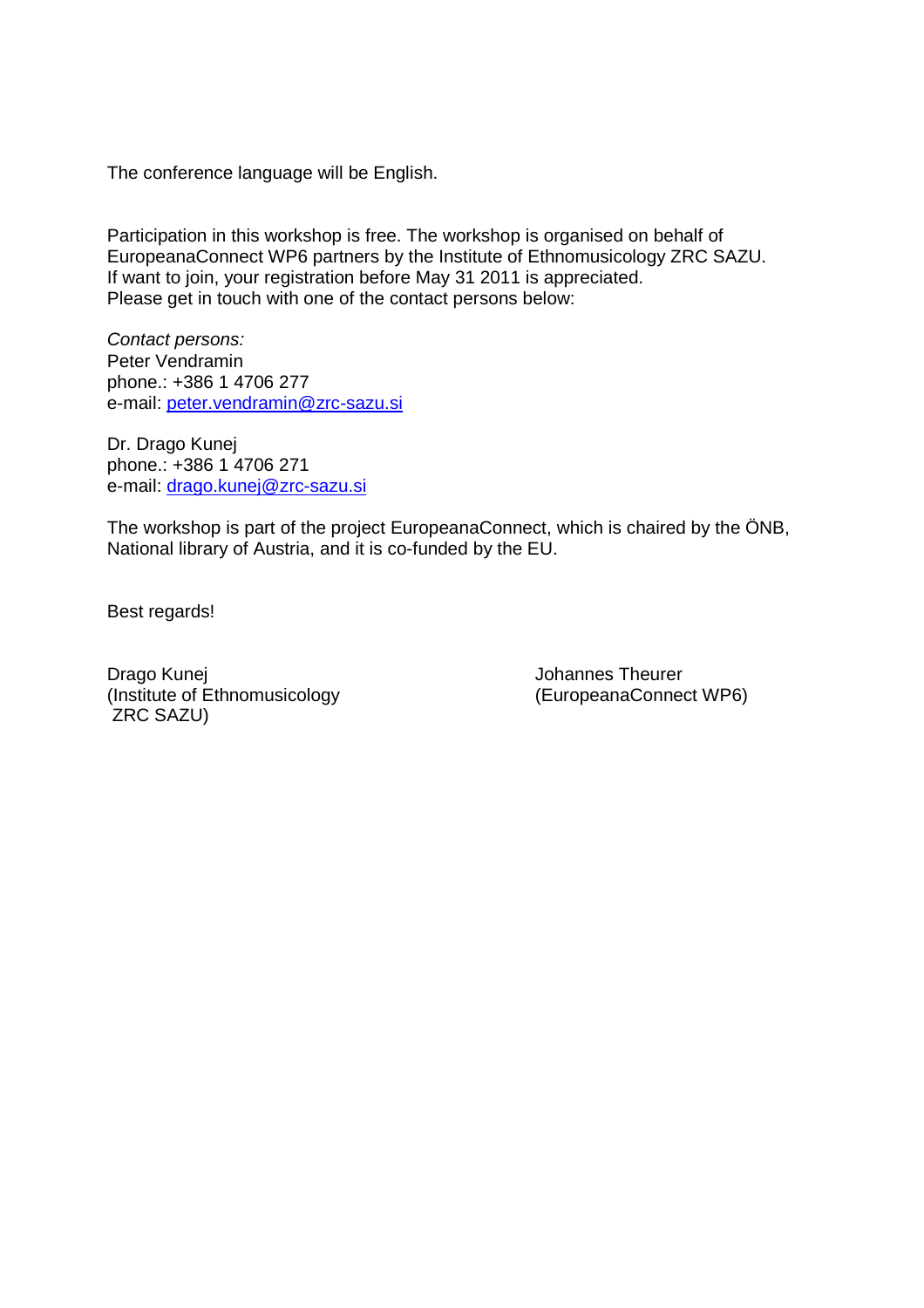The conference language will be English.

Participation in this workshop is free. The workshop is organised on behalf of EuropeanaConnect WP6 partners by the Institute of Ethnomusicology ZRC SAZU. If want to join, your registration before May 31 2011 is appreciated. Please get in touch with one of the contact persons below:

*Contact persons:*
Peter Vendramin
phone.: +386 1 4706 277
e-mail: peter.vendramin@zrc-sazu.si

Dr. Drago Kunej
phone.: +386 1 4706 271
e-mail: drago.kunej@zrc-sazu.si

The workshop is part of the project EuropeanaConnect, which is chaired by the ÖNB, National library of Austria, and it is co-funded by the EU.

Best regards!

Drago Kunej
(Institute of Ethnomusicology
ZRC SAZU)

Johannes Theurer
(EuropeanaConnect WP6)